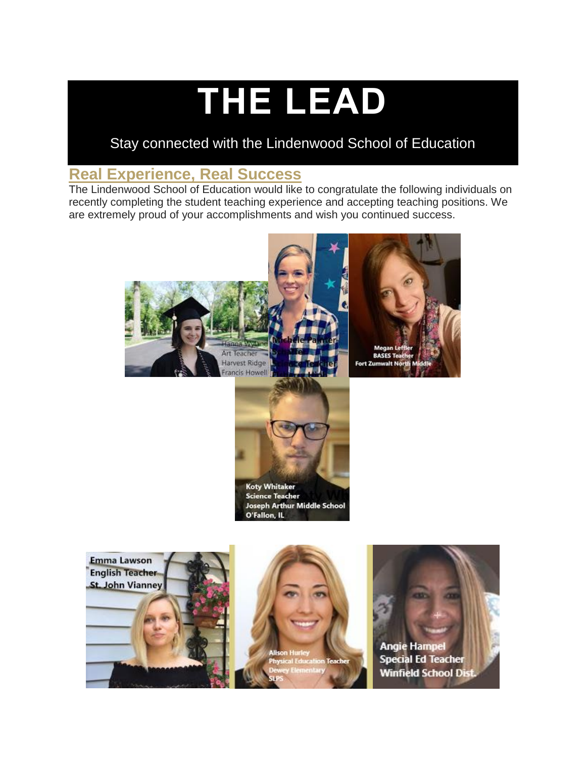# THE LEAD

Stay connected with the Lindenwood School of Education

## Real Experience, Real Success

The Lindenwood School of Education would like to congratulate the following individuals on recently completing the student teaching experience and accepting teaching positions. We are extremely proud of your accomplishments and wish you continued success.

Hanna Wyland
Art Teacher
Harvest Ridge
Francis Howell

Michelle Palmer
Science Teacher

Megan Leffler
BASES Teacher
Fort Zumwalt North Middle

Koty Whitaker
Science Teacher
Joseph Arthur Middle School
O'Fallon, IL

Emma Lawson
English Teacher
St. John Vianney

Alison Hurley
Physical Education Teacher
Dewey Elementary
SLPS

Angie Hampel
Special Ed Teacher
Winfield School Dist.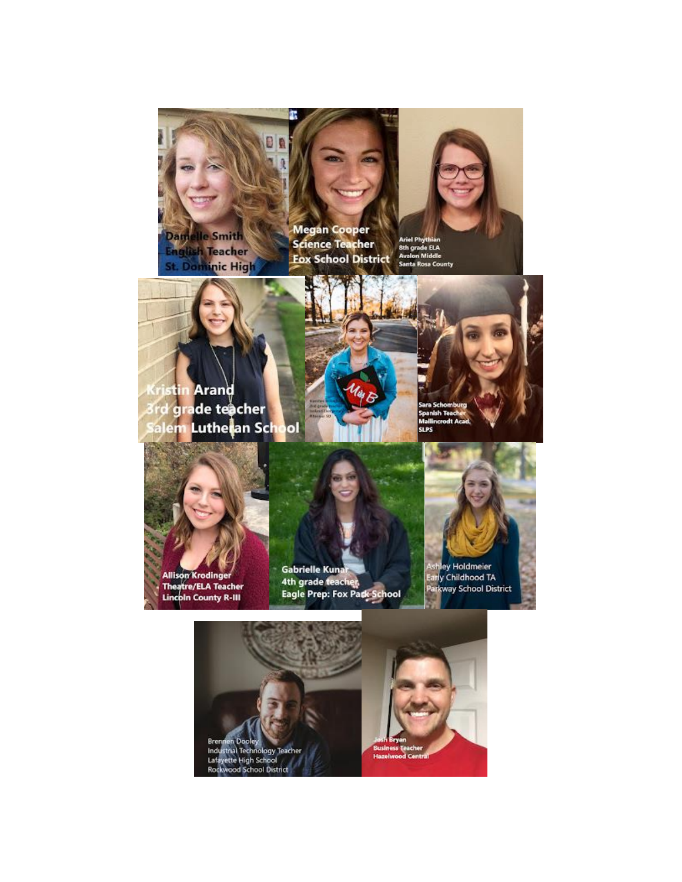Danielle Smith
English Teacher
St. Dominic High

Megan Cooper
Science Teacher
Fox School District

Ariel Phythian
8th grade ELA
Avalon Middle
Santa Rosa County

Kristin Arand
3rd grade teacher
Salem Lutheran School

Sara Schomburg
Spanish Teacher
Mallincrodt Acad.
SLPS

Allison Krodinger
Theatre/ELA Teacher
Lincoln County R-III

Gabrielle Kunar
4th grade teacher
Eagle Prep: Fox Park School

Ashley Holdmeier
Early Childhood TA
Parkway School District

Brennen Dooley
Industrial Technology Teacher
Lafayette High School
Rockwood School District

Josh Bryan
Business Teacher
Hazelwood Central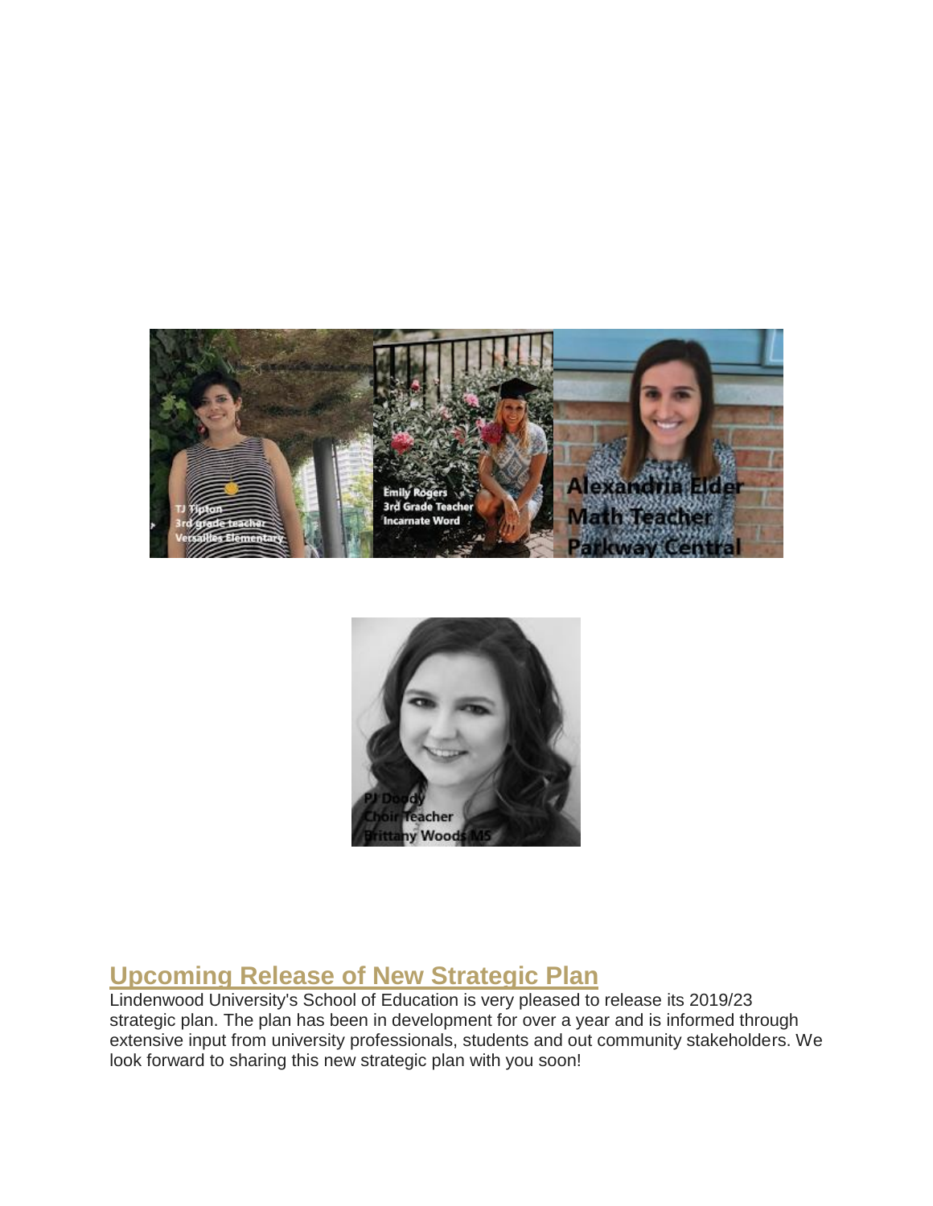## Upcoming Release of New Strategic Plan

Lindenwood University's School of Education is very pleased to release its 2019/23 strategic plan. The plan has been in development for over a year and is informed through extensive input from university professionals, students and out community stakeholders. We look forward to sharing this new strategic plan with you soon!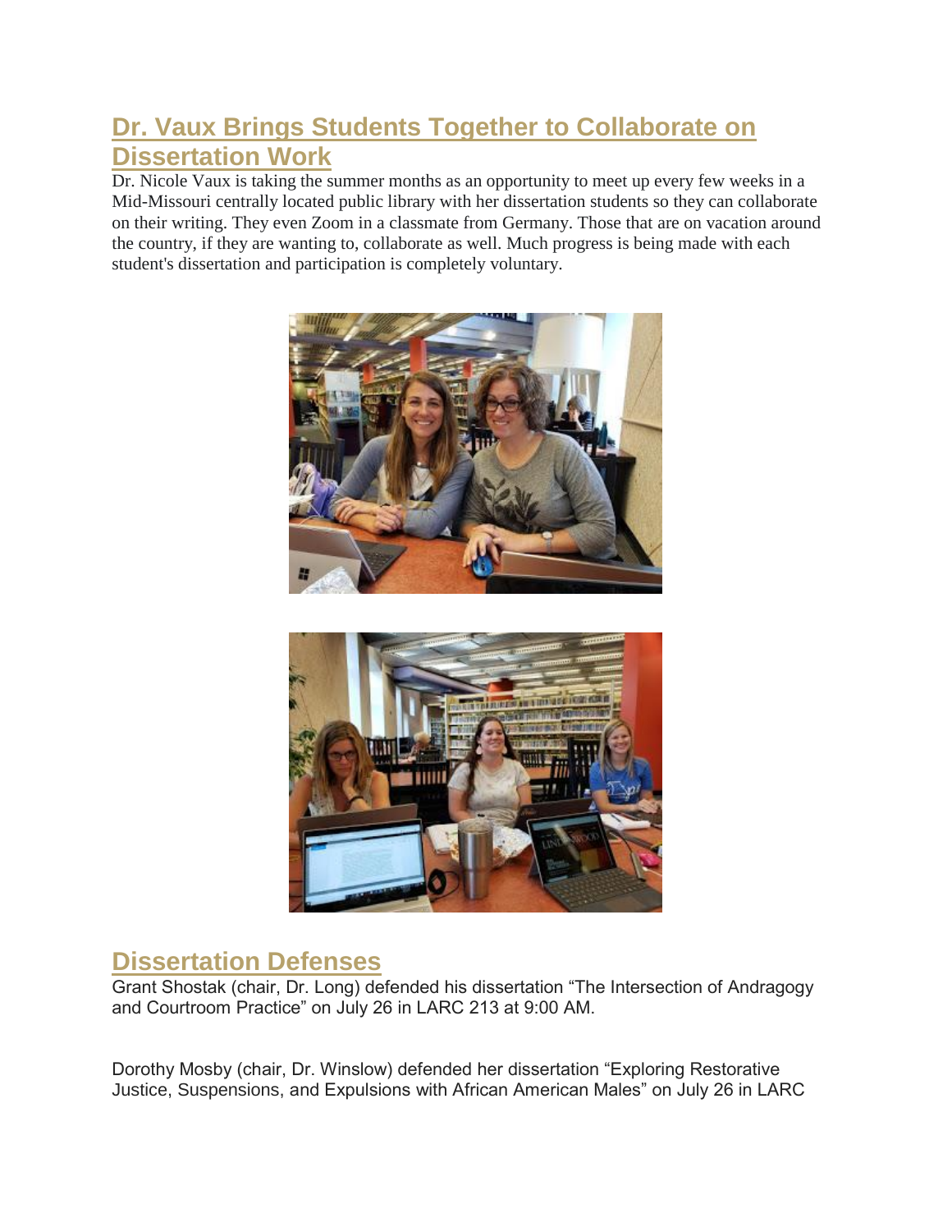## Dr. Vaux Brings Students Together to Collaborate on Dissertation Work

Dr. Nicole Vaux is taking the summer months as an opportunity to meet up every few weeks in a Mid-Missouri centrally located public library with her dissertation students so they can collaborate on their writing. They even Zoom in a classmate from Germany. Those that are on vacation around the country, if they are wanting to, collaborate as well. Much progress is being made with each student's dissertation and participation is completely voluntary.

## Dissertation Defenses

Grant Shostak (chair, Dr. Long) defended his dissertation "The Intersection of Andragogy and Courtroom Practice" on July 26 in LARC 213 at 9:00 AM.

Dorothy Mosby (chair, Dr. Winslow) defended her dissertation "Exploring Restorative Justice, Suspensions, and Expulsions with African American Males" on July 26 in LARC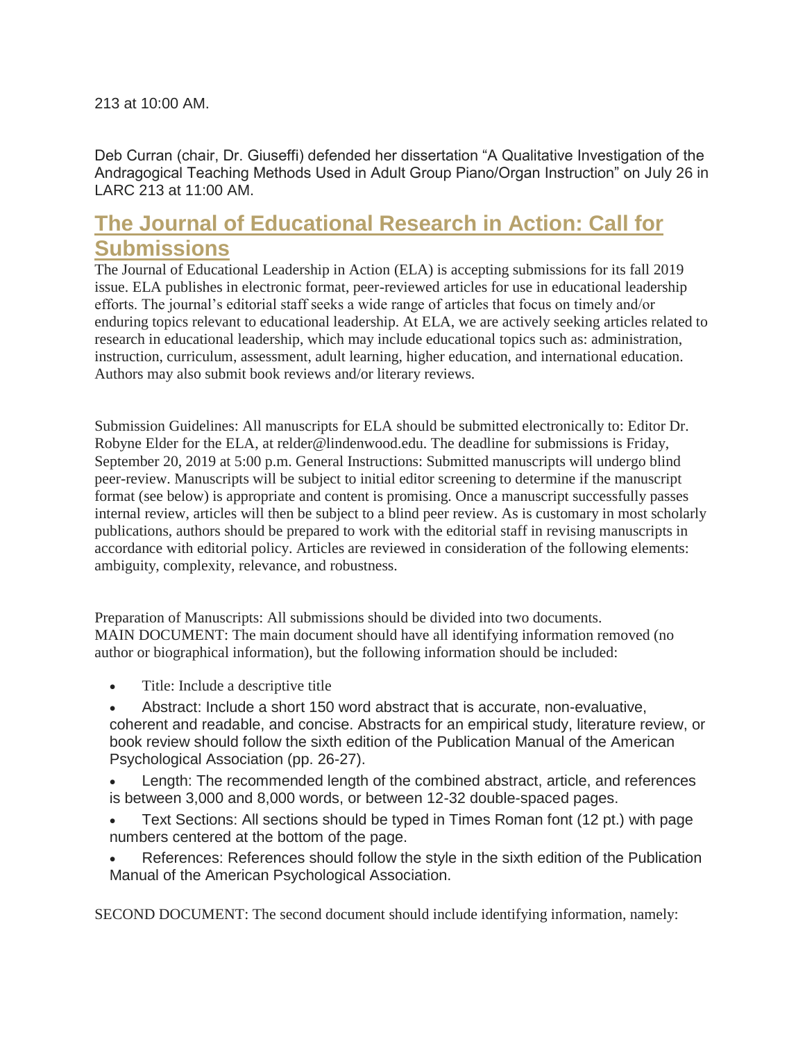213 at 10:00 AM.

Deb Curran (chair, Dr. Giuseffi) defended her dissertation "A Qualitative Investigation of the Andragogical Teaching Methods Used in Adult Group Piano/Organ Instruction" on July 26 in LARC 213 at 11:00 AM.

## The Journal of Educational Research in Action: Call for Submissions

The Journal of Educational Leadership in Action (ELA) is accepting submissions for its fall 2019 issue. ELA publishes in electronic format, peer-reviewed articles for use in educational leadership efforts. The journal's editorial staff seeks a wide range of articles that focus on timely and/or enduring topics relevant to educational leadership. At ELA, we are actively seeking articles related to research in educational leadership, which may include educational topics such as: administration, instruction, curriculum, assessment, adult learning, higher education, and international education. Authors may also submit book reviews and/or literary reviews.

Submission Guidelines: All manuscripts for ELA should be submitted electronically to: Editor Dr. Robyne Elder for the ELA, at relder@lindenwood.edu. The deadline for submissions is Friday, September 20, 2019 at 5:00 p.m. General Instructions: Submitted manuscripts will undergo blind peer-review. Manuscripts will be subject to initial editor screening to determine if the manuscript format (see below) is appropriate and content is promising. Once a manuscript successfully passes internal review, articles will then be subject to a blind peer review. As is customary in most scholarly publications, authors should be prepared to work with the editorial staff in revising manuscripts in accordance with editorial policy. Articles are reviewed in consideration of the following elements: ambiguity, complexity, relevance, and robustness.

Preparation of Manuscripts: All submissions should be divided into two documents.
MAIN DOCUMENT: The main document should have all identifying information removed (no author or biographical information), but the following information should be included:

- Title: Include a descriptive title
- Abstract: Include a short 150 word abstract that is accurate, non-evaluative, coherent and readable, and concise. Abstracts for an empirical study, literature review, or book review should follow the sixth edition of the Publication Manual of the American Psychological Association (pp. 26-27).
- Length: The recommended length of the combined abstract, article, and references is between 3,000 and 8,000 words, or between 12-32 double-spaced pages.
- Text Sections: All sections should be typed in Times Roman font (12 pt.) with page numbers centered at the bottom of the page.
- References: References should follow the style in the sixth edition of the Publication Manual of the American Psychological Association.

SECOND DOCUMENT: The second document should include identifying information, namely: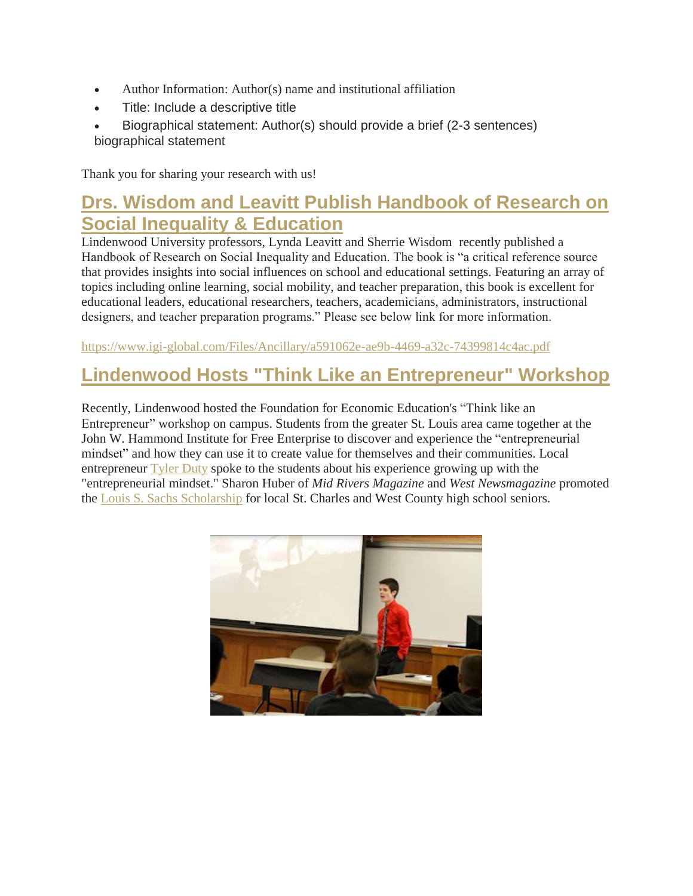- Author Information: Author(s) name and institutional affiliation
- Title: Include a descriptive title
- Biographical statement: Author(s) should provide a brief (2-3 sentences) biographical statement

Thank you for sharing your research with us!

## Drs. Wisdom and Leavitt Publish Handbook of Research on Social Inequality & Education

Lindenwood University professors, Lynda Leavitt and Sherrie Wisdom recently published a Handbook of Research on Social Inequality and Education. The book is "a critical reference source that provides insights into social influences on school and educational settings. Featuring an array of topics including online learning, social mobility, and teacher preparation, this book is excellent for educational leaders, educational researchers, teachers, academicians, administrators, instructional designers, and teacher preparation programs." Please see below link for more information.

https://www.igi-global.com/Files/Ancillary/a591062e-ae9b-4469-a32c-74399814c4ac.pdf

## Lindenwood Hosts "Think Like an Entrepreneur" Workshop

Recently, Lindenwood hosted the Foundation for Economic Education's "Think like an Entrepreneur" workshop on campus. Students from the greater St. Louis area came together at the John W. Hammond Institute for Free Enterprise to discover and experience the "entrepreneurial mindset" and how they can use it to create value for themselves and their communities. Local entrepreneur Tyler Duty spoke to the students about his experience growing up with the "entrepreneurial mindset." Sharon Huber of *Mid Rivers Magazine* and *West Newsmagazine* promoted the Louis S. Sachs Scholarship for local St. Charles and West County high school seniors.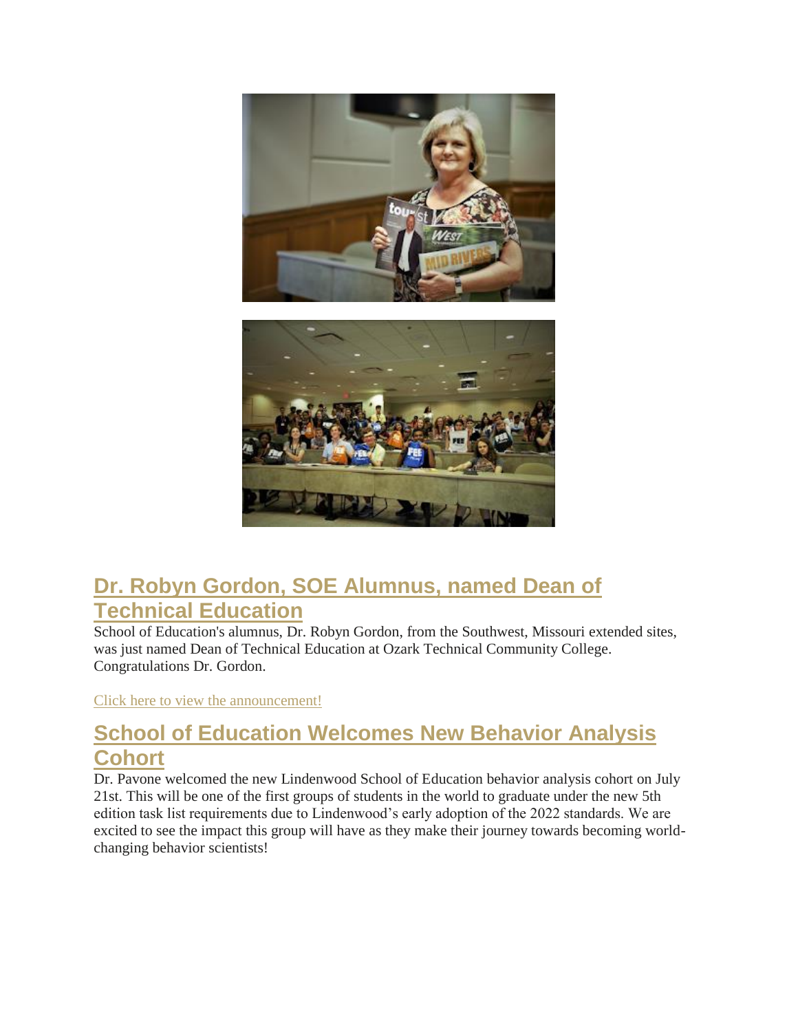## Dr. Robyn Gordon, SOE Alumnus, named Dean of Technical Education

School of Education's alumnus, Dr. Robyn Gordon, from the Southwest, Missouri extended sites, was just named Dean of Technical Education at Ozark Technical Community College. Congratulations Dr. Gordon.

Click here to view the announcement!

## School of Education Welcomes New Behavior Analysis Cohort

Dr. Pavone welcomed the new Lindenwood School of Education behavior analysis cohort on July 21st. This will be one of the first groups of students in the world to graduate under the new 5th edition task list requirements due to Lindenwood's early adoption of the 2022 standards. We are excited to see the impact this group will have as they make their journey towards becoming world-changing behavior scientists!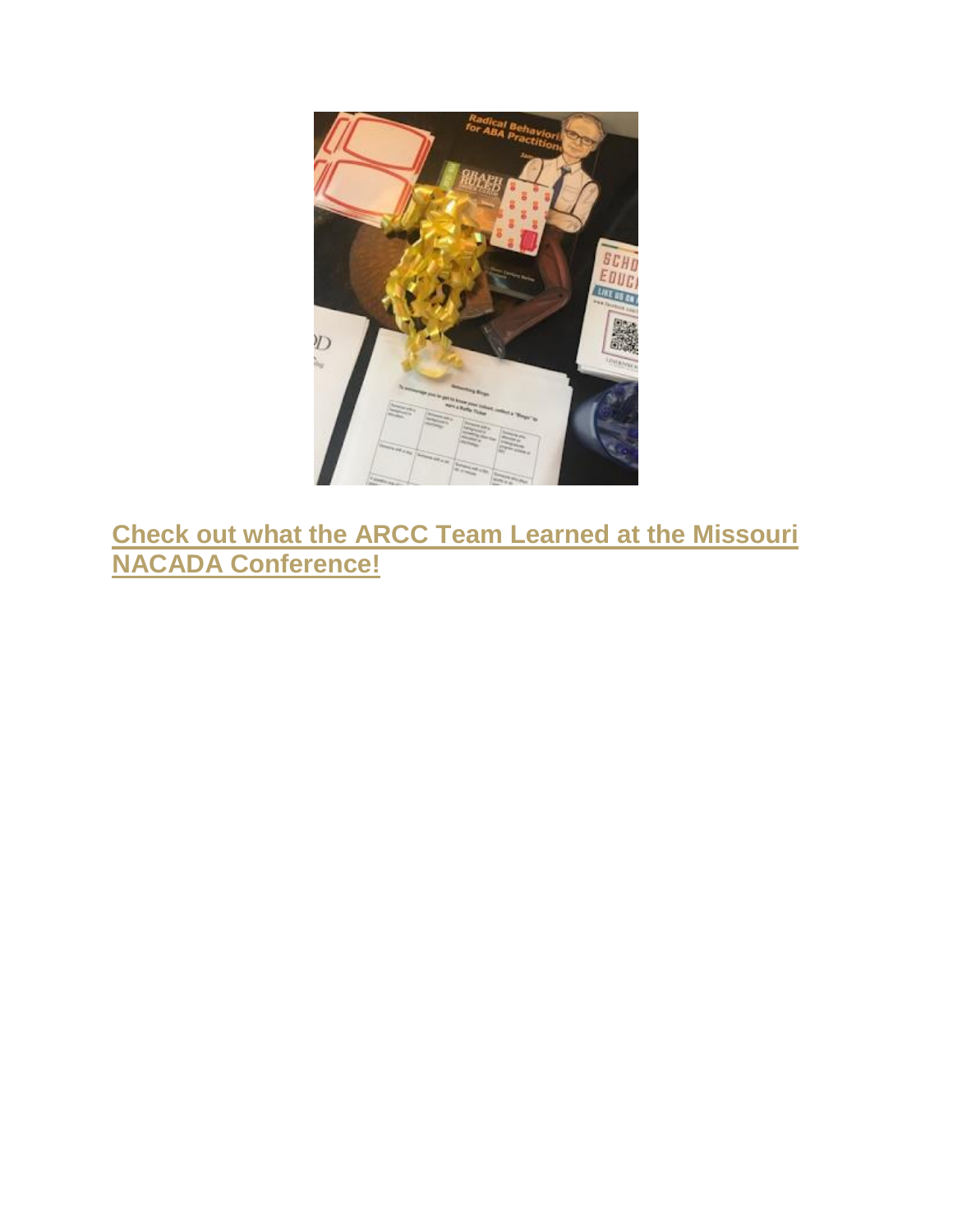**Check out what the ARCC Team Learned at the Missouri NACADA Conference!**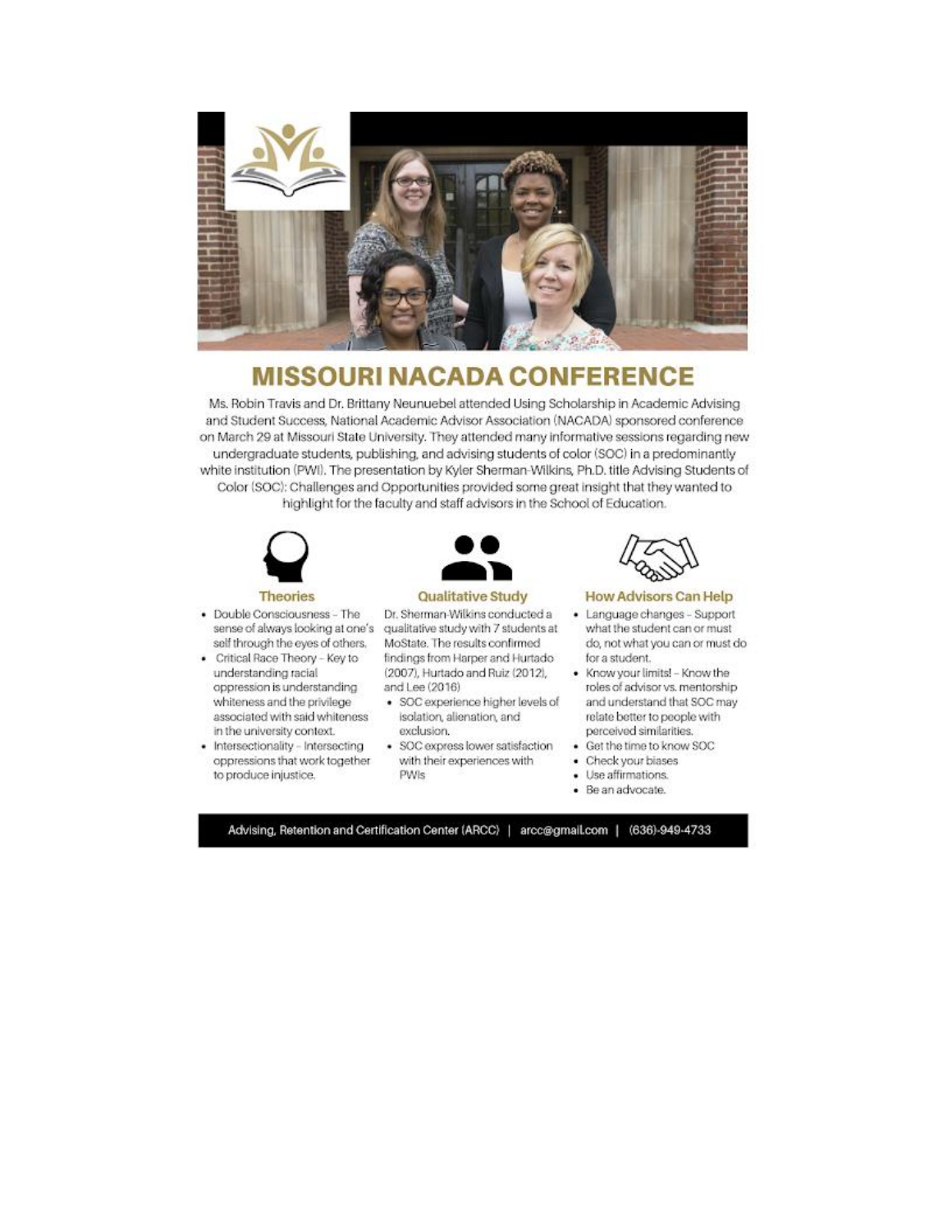# MISSOURI NACADA CONFERENCE

Ms. Robin Travis and Dr. Brittany Neunuebel attended Using Scholarship in Academic Advising and Student Success, National Academic Advisor Association (NACADA) sponsored conference on March 29 at Missouri State University. They attended many informative sessions regarding new undergraduate students, publishing, and advising students of color (SOC) in a predominantly white institution (PWI). The presentation by Kyler Sherman-Wilkins, Ph.D. title Advising Students of Color (SOC): Challenges and Opportunities provided some great insight that they wanted to highlight for the faculty and staff advisors in the School of Education.

### Theories

- Double Consciousness – The sense of always looking at one's self through the eyes of others.
- Critical Race Theory – Key to understanding racial oppression is understanding whiteness and the privilege associated with said whiteness in the university context.
- Intersectionality – Intersecting oppressions that work together to produce injustice.

### Qualitative Study

Dr. Sherman-Wilkins conducted a qualitative study with 7 students at MoState. The results confirmed findings from Harper and Hurtado (2007), Hurtado and Ruiz (2012), and Lee (2016)

- SOC experience higher levels of isolation, alienation, and exclusion.
- SOC express lower satisfaction with their experiences with PWIs

### How Advisors Can Help

- Language changes – Support what the student can or must do, not what you can or must do for a student.
- Know your limits! – Know the roles of advisor vs. mentorship and understand that SOC may relate better to people with perceived similarities.
- Get the time to know SOC
- Check your biases
- Use affirmations.
- Be an advocate.

Advising, Retention and Certification Center (ARCC) | arcc@gmail.com | (636)-949-4733